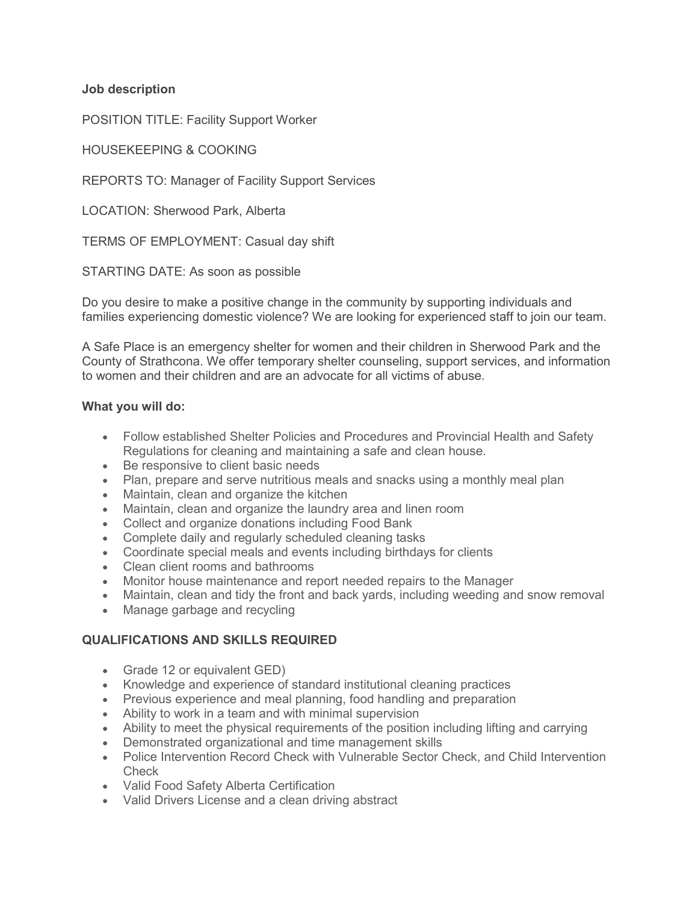**Job description**

POSITION TITLE: Facility Support Worker

HOUSEKEEPING & COOKING

REPORTS TO: Manager of Facility Support Services

LOCATION: Sherwood Park, Alberta

TERMS OF EMPLOYMENT: Casual day shift

STARTING DATE: As soon as possible

Do you desire to make a positive change in the community by supporting individuals and families experiencing domestic violence? We are looking for experienced staff to join our team.

A Safe Place is an emergency shelter for women and their children in Sherwood Park and the County of Strathcona. We offer temporary shelter counseling, support services, and information to women and their children and are an advocate for all victims of abuse.

**What you will do:**

- Follow established Shelter Policies and Procedures and Provincial Health and Safety Regulations for cleaning and maintaining a safe and clean house.
- Be responsive to client basic needs
- Plan, prepare and serve nutritious meals and snacks using a monthly meal plan
- Maintain, clean and organize the kitchen
- Maintain, clean and organize the laundry area and linen room
- Collect and organize donations including Food Bank
- Complete daily and regularly scheduled cleaning tasks
- Coordinate special meals and events including birthdays for clients
- Clean client rooms and bathrooms
- Monitor house maintenance and report needed repairs to the Manager
- Maintain, clean and tidy the front and back yards, including weeding and snow removal
- Manage garbage and recycling

**QUALIFICATIONS AND SKILLS REQUIRED**

- Grade 12 or equivalent GED)
- Knowledge and experience of standard institutional cleaning practices
- Previous experience and meal planning, food handling and preparation
- Ability to work in a team and with minimal supervision
- Ability to meet the physical requirements of the position including lifting and carrying
- Demonstrated organizational and time management skills
- Police Intervention Record Check with Vulnerable Sector Check, and Child Intervention Check
- Valid Food Safety Alberta Certification
- Valid Drivers License and a clean driving abstract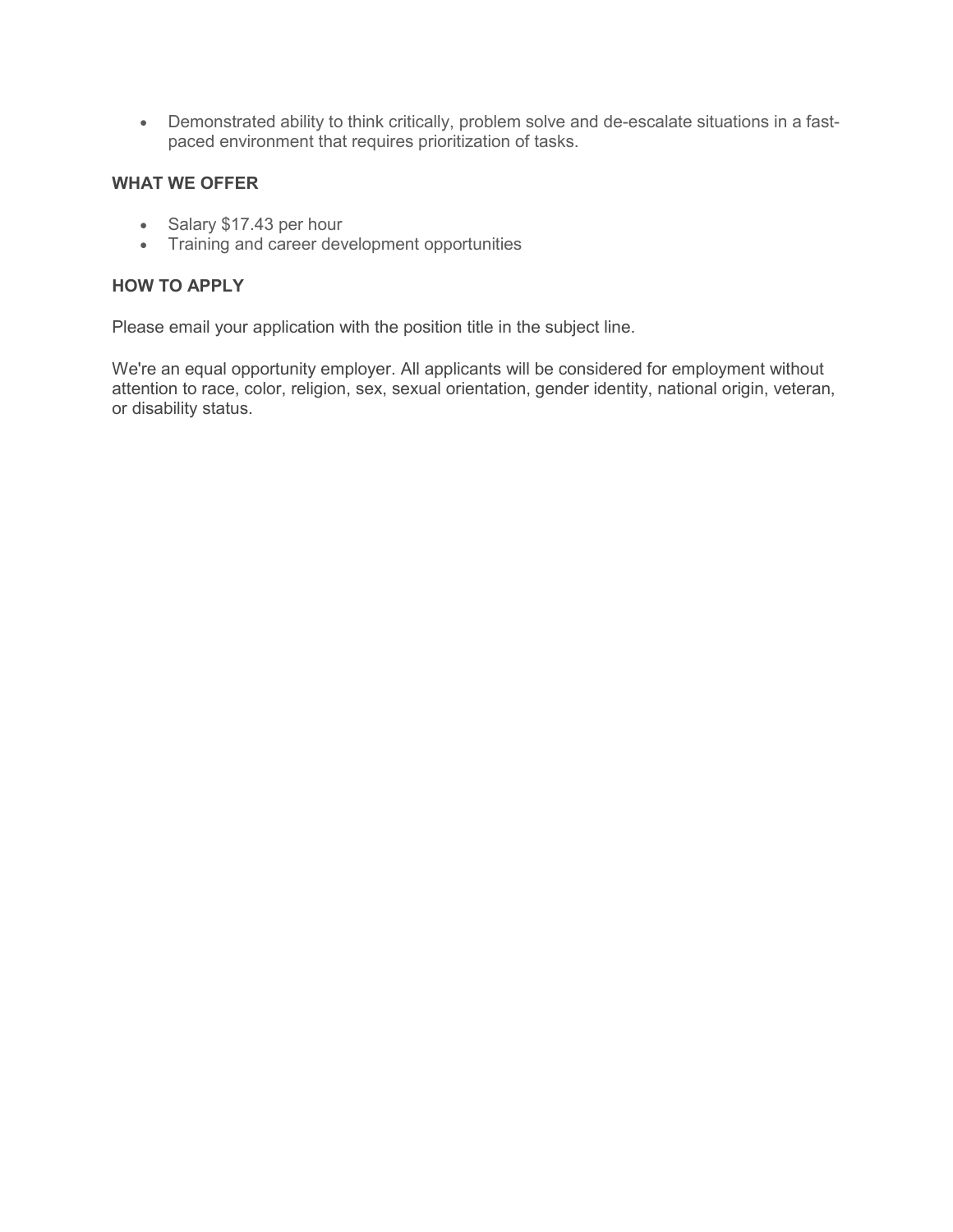- Demonstrated ability to think critically, problem solve and de-escalate situations in a fast-paced environment that requires prioritization of tasks.

**WHAT WE OFFER**

- Salary $17.43 per hour
- Training and career development opportunities

**HOW TO APPLY**

Please email your application with the position title in the subject line.

We're an equal opportunity employer. All applicants will be considered for employment without attention to race, color, religion, sex, sexual orientation, gender identity, national origin, veteran, or disability status.